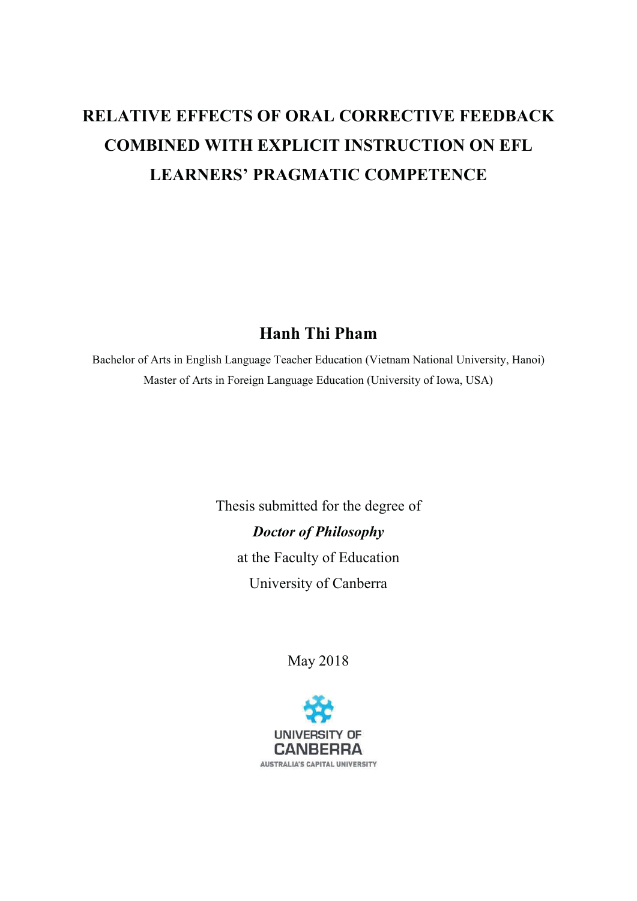# RELATIVE EFFECTS OF ORAL CORRECTIVE FEEDBACK COMBINED WITH EXPLICIT INSTRUCTION ON EFL LEARNERS' PRAGMATIC COMPETENCE

**Hanh Thi Pham**

Bachelor of Arts in English Language Teacher Education (Vietnam National University, Hanoi)

Master of Arts in Foreign Language Education (University of Iowa, USA)

Thesis submitted for the degree of

***Doctor of Philosophy***

at the Faculty of Education

University of Canberra

May 2018

UNIVERSITY OF CANBERRA

AUSTRALIA'S CAPITAL UNIVERSITY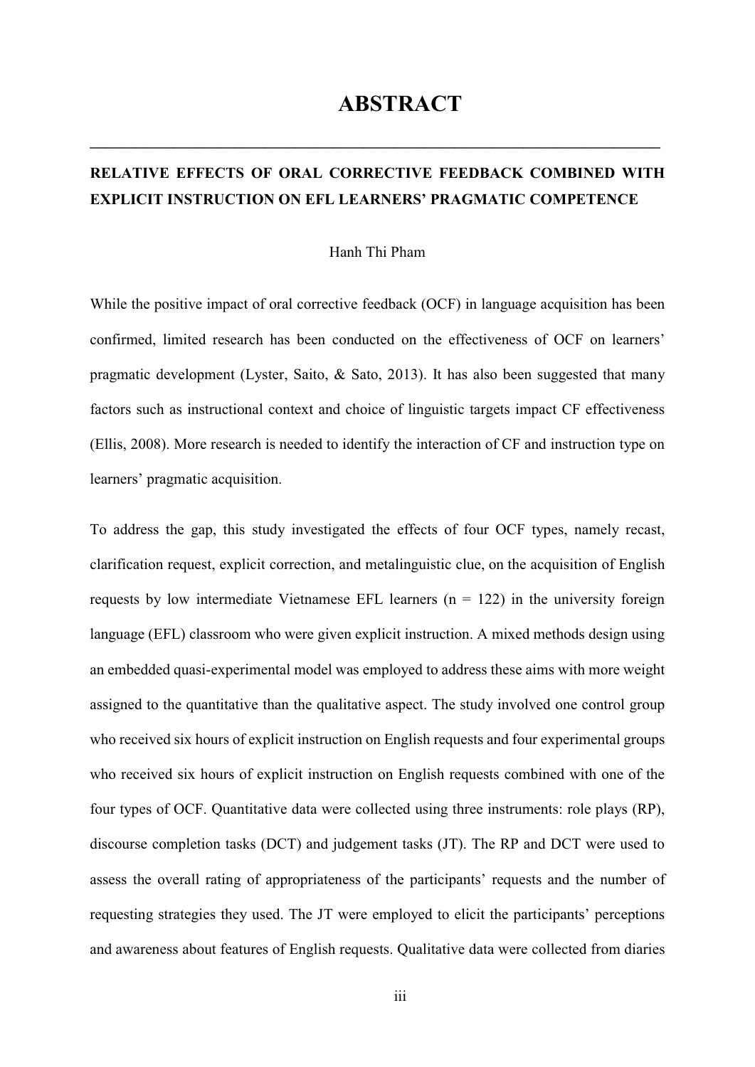# ABSTRACT

**RELATIVE EFFECTS OF ORAL CORRECTIVE FEEDBACK COMBINED WITH EXPLICIT INSTRUCTION ON EFL LEARNERS' PRAGMATIC COMPETENCE**

Hanh Thi Pham

While the positive impact of oral corrective feedback (OCF) in language acquisition has been confirmed, limited research has been conducted on the effectiveness of OCF on learners' pragmatic development (Lyster, Saito, & Sato, 2013). It has also been suggested that many factors such as instructional context and choice of linguistic targets impact CF effectiveness (Ellis, 2008). More research is needed to identify the interaction of CF and instruction type on learners' pragmatic acquisition.

To address the gap, this study investigated the effects of four OCF types, namely recast, clarification request, explicit correction, and metalinguistic clue, on the acquisition of English requests by low intermediate Vietnamese EFL learners (n = 122) in the university foreign language (EFL) classroom who were given explicit instruction. A mixed methods design using an embedded quasi-experimental model was employed to address these aims with more weight assigned to the quantitative than the qualitative aspect. The study involved one control group who received six hours of explicit instruction on English requests and four experimental groups who received six hours of explicit instruction on English requests combined with one of the four types of OCF. Quantitative data were collected using three instruments: role plays (RP), discourse completion tasks (DCT) and judgement tasks (JT). The RP and DCT were used to assess the overall rating of appropriateness of the participants' requests and the number of requesting strategies they used. The JT were employed to elicit the participants' perceptions and awareness about features of English requests. Qualitative data were collected from diaries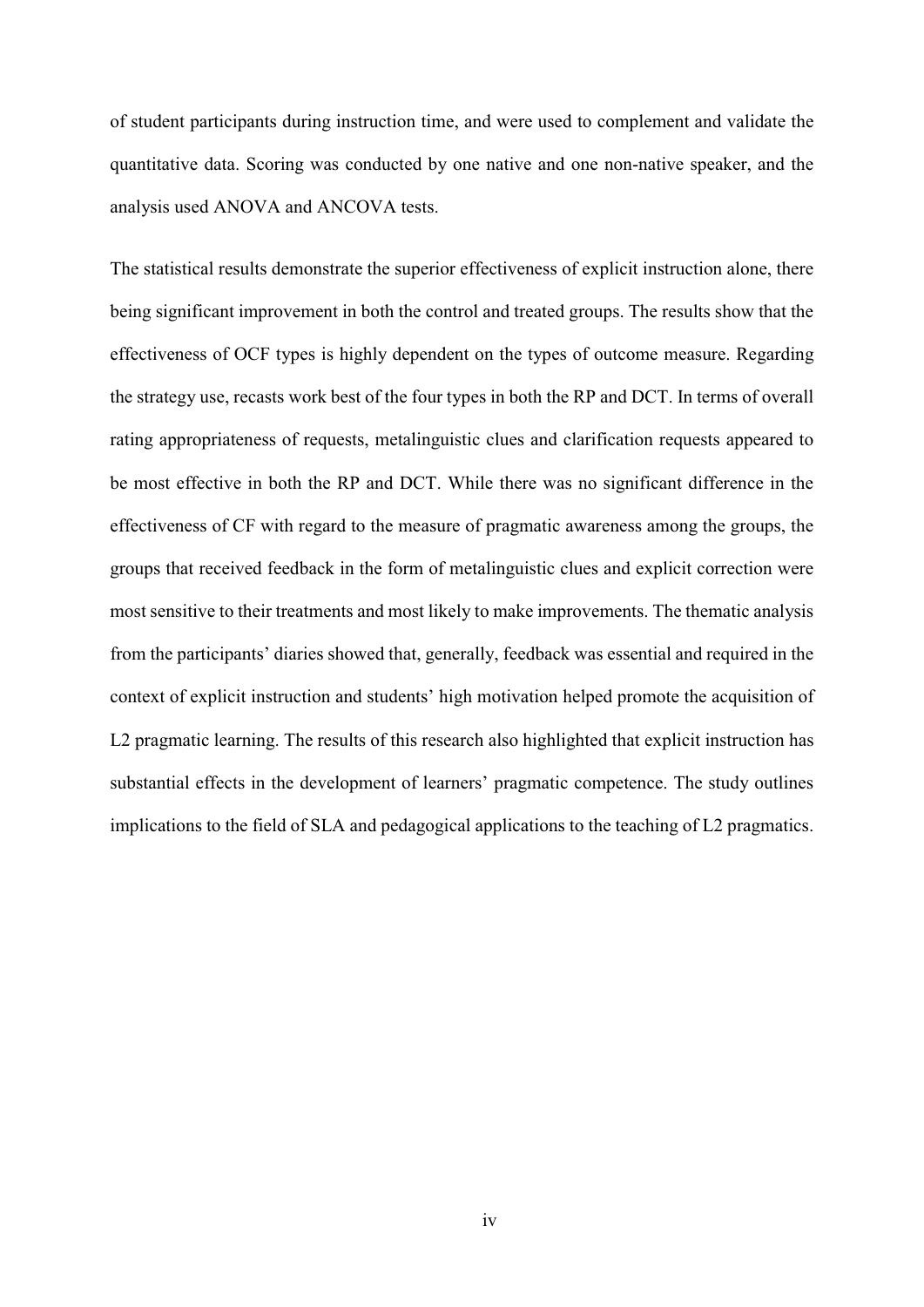of student participants during instruction time, and were used to complement and validate the quantitative data. Scoring was conducted by one native and one non-native speaker, and the analysis used ANOVA and ANCOVA tests.

The statistical results demonstrate the superior effectiveness of explicit instruction alone, there being significant improvement in both the control and treated groups. The results show that the effectiveness of OCF types is highly dependent on the types of outcome measure. Regarding the strategy use, recasts work best of the four types in both the RP and DCT. In terms of overall rating appropriateness of requests, metalinguistic clues and clarification requests appeared to be most effective in both the RP and DCT. While there was no significant difference in the effectiveness of CF with regard to the measure of pragmatic awareness among the groups, the groups that received feedback in the form of metalinguistic clues and explicit correction were most sensitive to their treatments and most likely to make improvements. The thematic analysis from the participants' diaries showed that, generally, feedback was essential and required in the context of explicit instruction and students' high motivation helped promote the acquisition of L2 pragmatic learning. The results of this research also highlighted that explicit instruction has substantial effects in the development of learners' pragmatic competence. The study outlines implications to the field of SLA and pedagogical applications to the teaching of L2 pragmatics.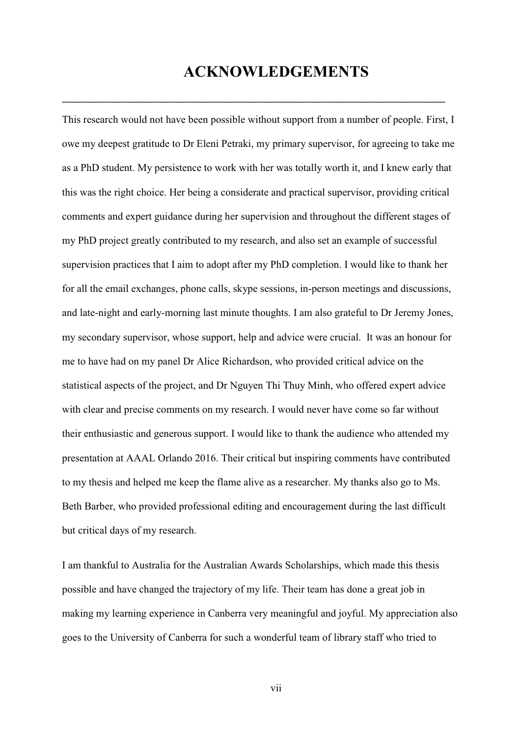# ACKNOWLEDGEMENTS

This research would not have been possible without support from a number of people. First, I owe my deepest gratitude to Dr Eleni Petraki, my primary supervisor, for agreeing to take me as a PhD student. My persistence to work with her was totally worth it, and I knew early that this was the right choice. Her being a considerate and practical supervisor, providing critical comments and expert guidance during her supervision and throughout the different stages of my PhD project greatly contributed to my research, and also set an example of successful supervision practices that I aim to adopt after my PhD completion. I would like to thank her for all the email exchanges, phone calls, skype sessions, in-person meetings and discussions, and late-night and early-morning last minute thoughts. I am also grateful to Dr Jeremy Jones, my secondary supervisor, whose support, help and advice were crucial. It was an honour for me to have had on my panel Dr Alice Richardson, who provided critical advice on the statistical aspects of the project, and Dr Nguyen Thi Thuy Minh, who offered expert advice with clear and precise comments on my research. I would never have come so far without their enthusiastic and generous support. I would like to thank the audience who attended my presentation at AAAL Orlando 2016. Their critical but inspiring comments have contributed to my thesis and helped me keep the flame alive as a researcher. My thanks also go to Ms. Beth Barber, who provided professional editing and encouragement during the last difficult but critical days of my research.

I am thankful to Australia for the Australian Awards Scholarships, which made this thesis possible and have changed the trajectory of my life. Their team has done a great job in making my learning experience in Canberra very meaningful and joyful. My appreciation also goes to the University of Canberra for such a wonderful team of library staff who tried to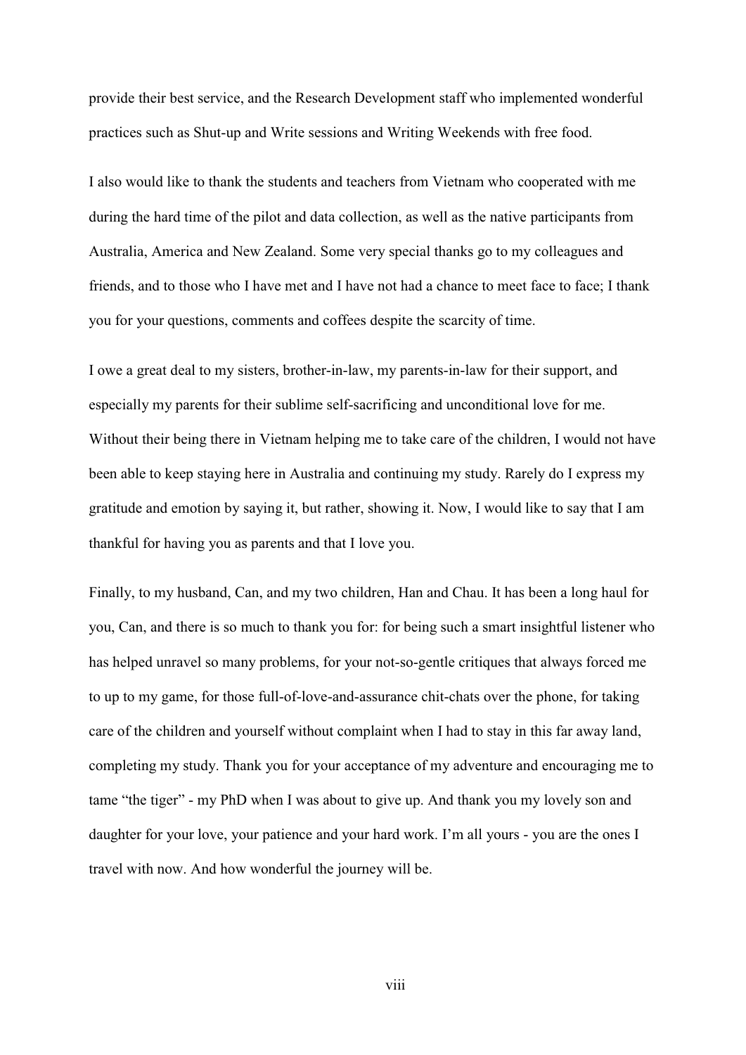provide their best service, and the Research Development staff who implemented wonderful practices such as Shut-up and Write sessions and Writing Weekends with free food.

I also would like to thank the students and teachers from Vietnam who cooperated with me during the hard time of the pilot and data collection, as well as the native participants from Australia, America and New Zealand. Some very special thanks go to my colleagues and friends, and to those who I have met and I have not had a chance to meet face to face; I thank you for your questions, comments and coffees despite the scarcity of time.

I owe a great deal to my sisters, brother-in-law, my parents-in-law for their support, and especially my parents for their sublime self-sacrificing and unconditional love for me. Without their being there in Vietnam helping me to take care of the children, I would not have been able to keep staying here in Australia and continuing my study. Rarely do I express my gratitude and emotion by saying it, but rather, showing it. Now, I would like to say that I am thankful for having you as parents and that I love you.

Finally, to my husband, Can, and my two children, Han and Chau. It has been a long haul for you, Can, and there is so much to thank you for: for being such a smart insightful listener who has helped unravel so many problems, for your not-so-gentle critiques that always forced me to up to my game, for those full-of-love-and-assurance chit-chats over the phone, for taking care of the children and yourself without complaint when I had to stay in this far away land, completing my study. Thank you for your acceptance of my adventure and encouraging me to tame "the tiger" - my PhD when I was about to give up. And thank you my lovely son and daughter for your love, your patience and your hard work. I'm all yours - you are the ones I travel with now. And how wonderful the journey will be.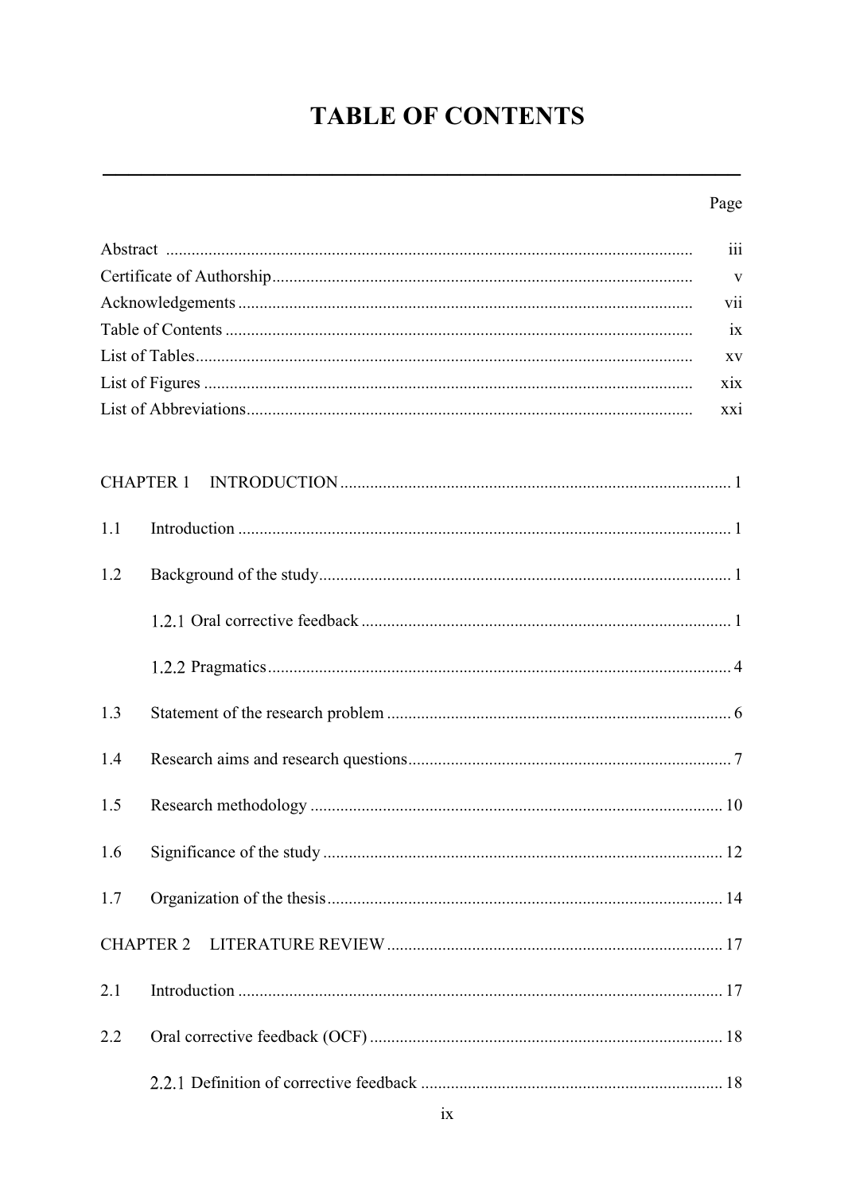# TABLE OF CONTENTS

| | Page |
|---|---|
| Abstract | iii |
| Certificate of Authorship | v |
| Acknowledgements | vii |
| Table of Contents | ix |
| List of Tables | xv |
| List of Figures | xix |
| List of Abbreviations | xxi |

CHAPTER 1 INTRODUCTION ........ 1

1.1 Introduction ........ 1

1.2 Background of the study ........ 1

1.2.1 Oral corrective feedback ........ 1

1.2.2 Pragmatics ........ 4

1.3 Statement of the research problem ........ 6

1.4 Research aims and research questions ........ 7

1.5 Research methodology ........ 10

1.6 Significance of the study ........ 12

1.7 Organization of the thesis ........ 14

CHAPTER 2 LITERATURE REVIEW ........ 17

2.1 Introduction ........ 17

2.2 Oral corrective feedback (OCF) ........ 18

2.2.1 Definition of corrective feedback ........ 18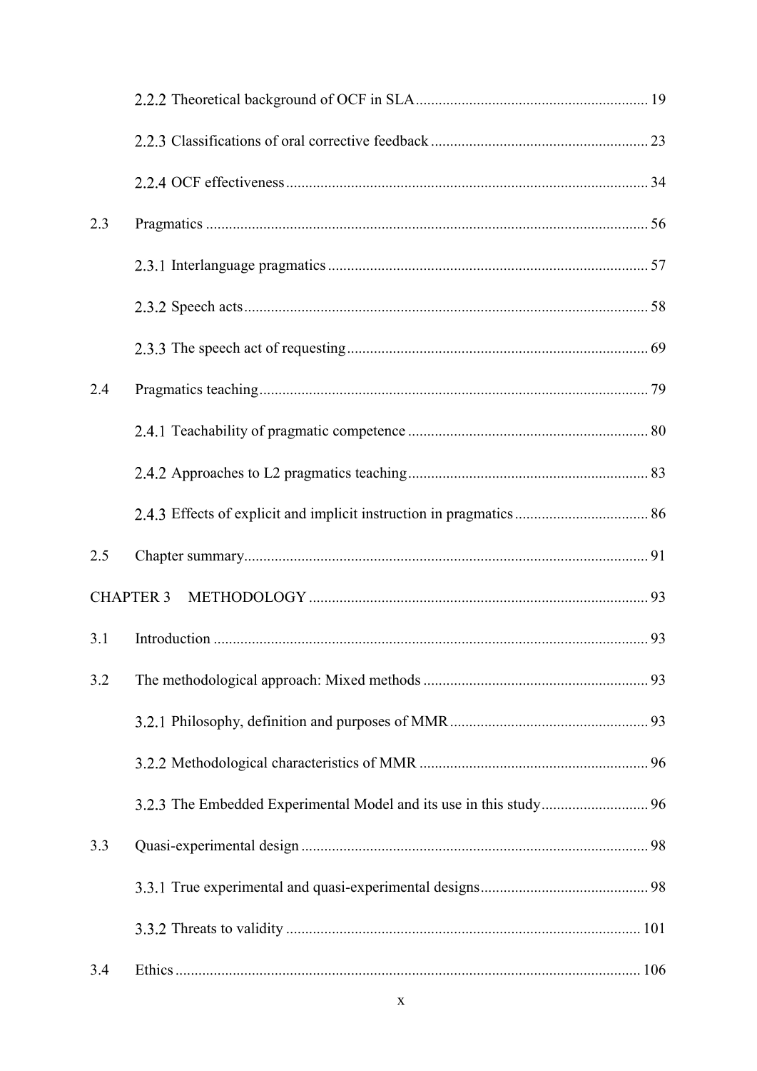2.2.2 Theoretical background of OCF in SLA ............................................................ 19

2.2.3 Classifications of oral corrective feedback ........................................................ 23

2.2.4 OCF effectiveness ............................................................................................. 34

2.3 Pragmatics .................................................................................................................. 56

2.3.1 Interlanguage pragmatics ................................................................................... 57

2.3.2 Speech acts ........................................................................................................ 58

2.3.3 The speech act of requesting ............................................................................. 69

2.4 Pragmatics teaching .................................................................................................... 79

2.4.1 Teachability of pragmatic competence .............................................................. 80

2.4.2 Approaches to L2 pragmatics teaching .............................................................. 83

2.4.3 Effects of explicit and implicit instruction in pragmatics .................................. 86

2.5 Chapter summary ........................................................................................................ 91

CHAPTER 3 METHODOLOGY ...................................................................................... 93

3.1 Introduction ................................................................................................................ 93

3.2 The methodological approach: Mixed methods .......................................................... 93

3.2.1 Philosophy, definition and purposes of MMR ................................................... 93

3.2.2 Methodological characteristics of MMR ........................................................... 96

3.2.3 The Embedded Experimental Model and its use in this study ........................... 96

3.3 Quasi-experimental design .......................................................................................... 98

3.3.1 True experimental and quasi-experimental designs ........................................... 98

3.3.2 Threats to validity ............................................................................................ 101

3.4 Ethics ........................................................................................................................ 106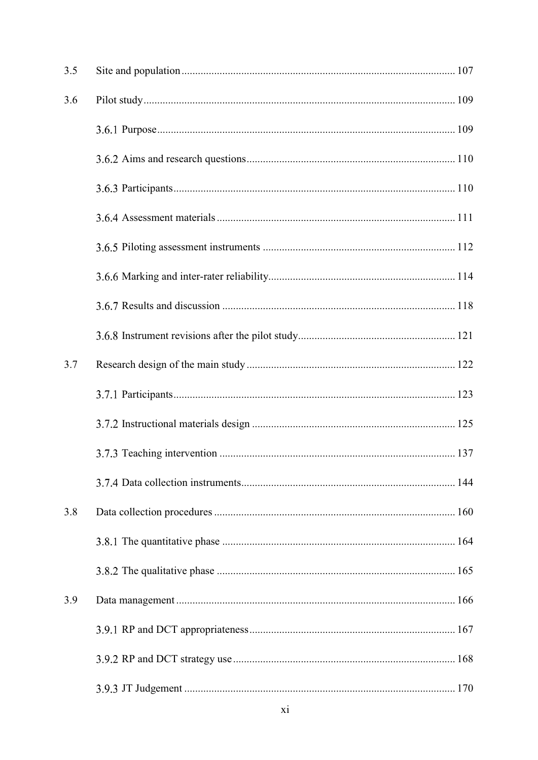3.5 Site and population ... 107

3.6 Pilot study ... 109

- 3.6.1 Purpose ... 109
- 3.6.2 Aims and research questions ... 110
- 3.6.3 Participants ... 110
- 3.6.4 Assessment materials ... 111
- 3.6.5 Piloting assessment instruments ... 112
- 3.6.6 Marking and inter-rater reliability ... 114
- 3.6.7 Results and discussion ... 118
- 3.6.8 Instrument revisions after the pilot study ... 121

3.7 Research design of the main study ... 122

- 3.7.1 Participants ... 123
- 3.7.2 Instructional materials design ... 125
- 3.7.3 Teaching intervention ... 137
- 3.7.4 Data collection instruments ... 144

3.8 Data collection procedures ... 160

- 3.8.1 The quantitative phase ... 164
- 3.8.2 The qualitative phase ... 165

3.9 Data management ... 166

- 3.9.1 RP and DCT appropriateness ... 167
- 3.9.2 RP and DCT strategy use ... 168
- 3.9.3 JT Judgement ... 170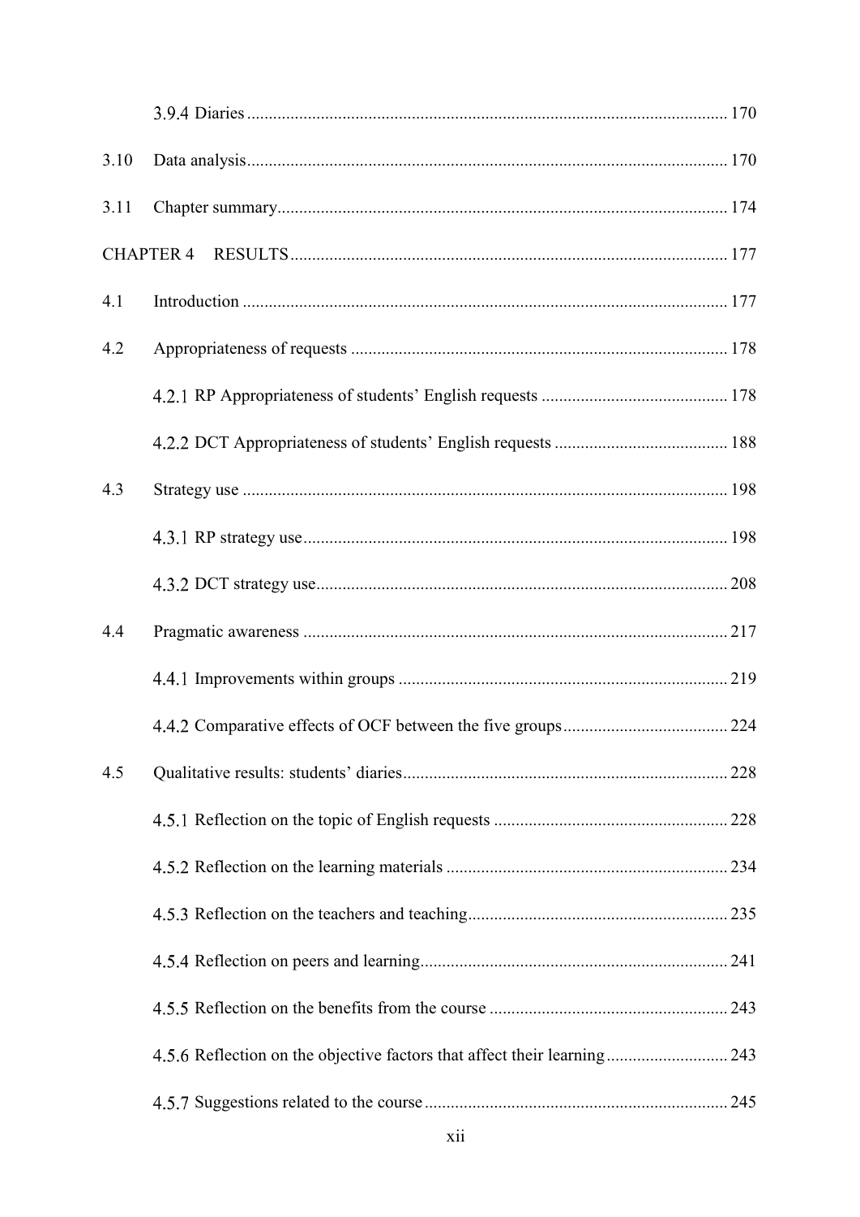3.9.4 Diaries ............................................................................................................ 170

3.10 Data analysis............................................................................................................ 170

3.11 Chapter summary...................................................................................................... 174

CHAPTER 4 RESULTS .................................................................................................. 177

4.1 Introduction ............................................................................................................. 177

4.2 Appropriateness of requests ..................................................................................... 178

4.2.1 RP Appropriateness of students' English requests .......................................... 178

4.2.2 DCT Appropriateness of students' English requests ....................................... 188

4.3 Strategy use ............................................................................................................. 198

4.3.1 RP strategy use ................................................................................................ 198

4.3.2 DCT strategy use............................................................................................. 208

4.4 Pragmatic awareness ................................................................................................ 217

4.4.1 Improvements within groups .......................................................................... 219

4.4.2 Comparative effects of OCF between the five groups..................................... 224

4.5 Qualitative results: students' diaries.......................................................................... 228

4.5.1 Reflection on the topic of English requests .................................................... 228

4.5.2 Reflection on the learning materials ............................................................... 234

4.5.3 Reflection on the teachers and teaching.......................................................... 235

4.5.4 Reflection on peers and learning..................................................................... 241

4.5.5 Reflection on the benefits from the course ...................................................... 243

4.5.6 Reflection on the objective factors that affect their learning........................... 243

4.5.7 Suggestions related to the course .................................................................... 245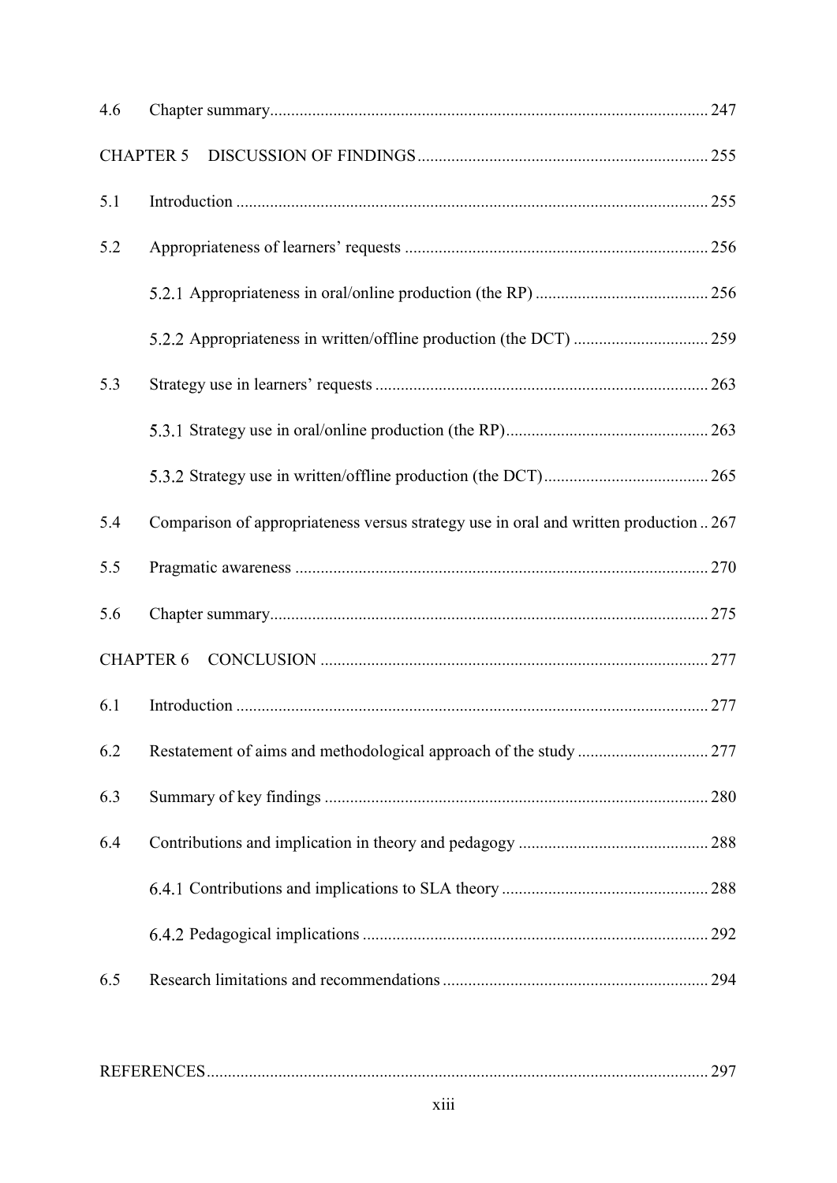4.6 Chapter summary ........................................................................................ 247

CHAPTER 5 DISCUSSION OF FINDINGS ..................................................................... 255

5.1 Introduction ............................................................................................... 255

5.2 Appropriateness of learners' requests ........................................................................ 256

5.2.1 Appropriateness in oral/online production (the RP) ......................................... 256

5.2.2 Appropriateness in written/offline production (the DCT) ................................ 259

5.3 Strategy use in learners' requests .............................................................................. 263

5.3.1 Strategy use in oral/online production (the RP) ................................................ 263

5.3.2 Strategy use in written/offline production (the DCT) ....................................... 265

5.4 Comparison of appropriateness versus strategy use in oral and written production .. 267

5.5 Pragmatic awareness .................................................................................................. 270

5.6 Chapter summary ........................................................................................ 275

CHAPTER 6 CONCLUSION ............................................................................................ 277

6.1 Introduction ............................................................................................... 277

6.2 Restatement of aims and methodological approach of the study ............................... 277

6.3 Summary of key findings ........................................................................................... 280

6.4 Contributions and implication in theory and pedagogy ............................................. 288

6.4.1 Contributions and implications to SLA theory ................................................. 288

6.4.2 Pedagogical implications .................................................................................. 292

6.5 Research limitations and recommendations ............................................................... 294

REFERENCES ...................................................................................................................... 297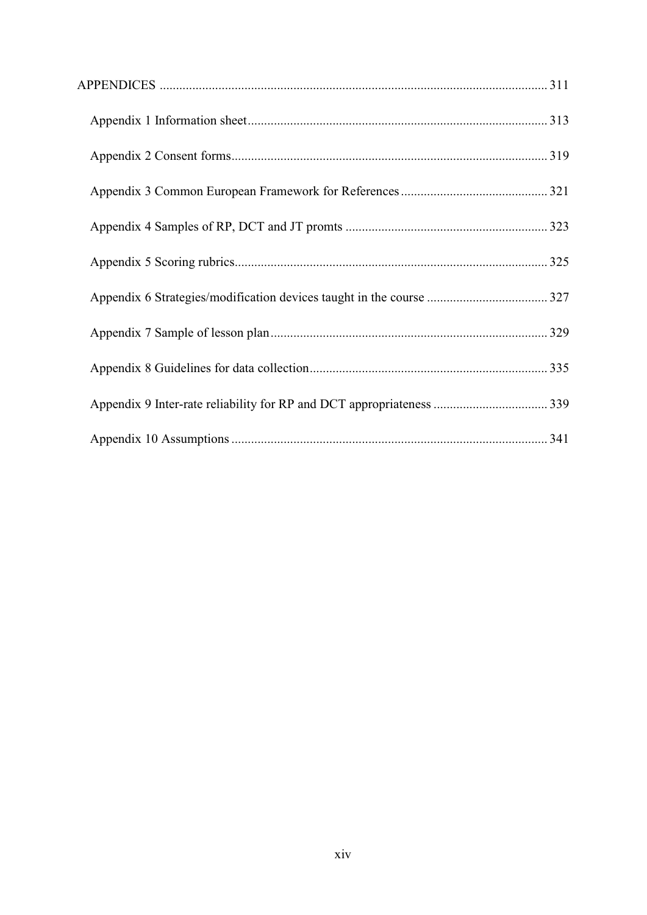APPENDICES ........................................................................................................ 311

Appendix 1 Information sheet ........................................................................................ 313

Appendix 2 Consent forms ............................................................................................. 319

Appendix 3 Common European Framework for References ......................................... 321

Appendix 4 Samples of RP, DCT and JT promts .......................................................... 323

Appendix 5 Scoring rubrics ............................................................................................ 325

Appendix 6 Strategies/modification devices taught in the course .................................. 327

Appendix 7 Sample of lesson plan ................................................................................. 329

Appendix 8 Guidelines for data collection ..................................................................... 335

Appendix 9 Inter-rate reliability for RP and DCT appropriateness ................................ 339

Appendix 10 Assumptions ............................................................................................. 341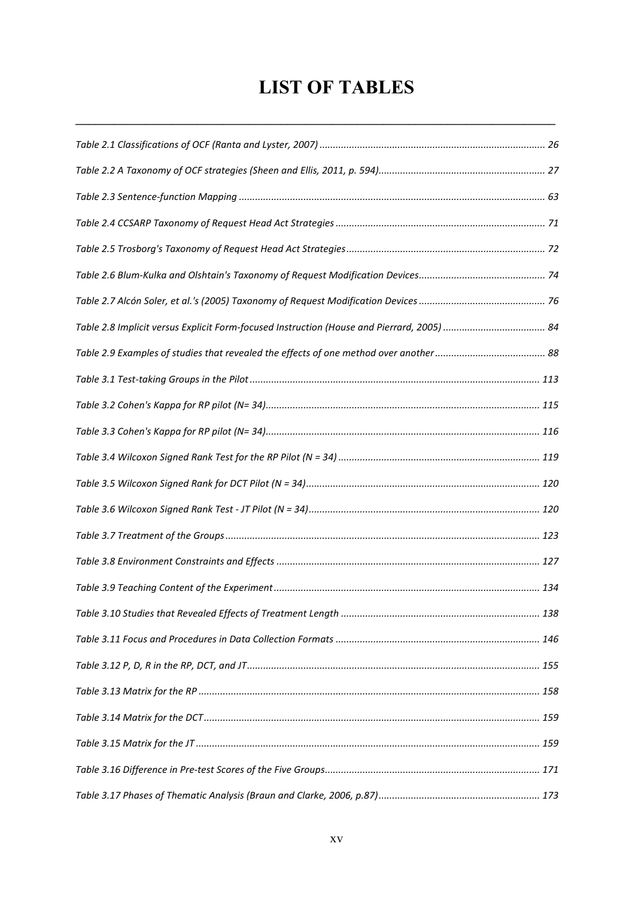# LIST OF TABLES

*Table 2.1 Classifications of OCF (Ranta and Lyster, 2007)* ........................................ 26

*Table 2.2 A Taxonomy of OCF strategies (Sheen and Ellis, 2011, p. 594)* ........................................ 27

*Table 2.3 Sentence-function Mapping* ........................................ 63

*Table 2.4 CCSARP Taxonomy of Request Head Act Strategies* ........................................ 71

*Table 2.5 Trosborg's Taxonomy of Request Head Act Strategies* ........................................ 72

*Table 2.6 Blum-Kulka and Olshtain's Taxonomy of Request Modification Devices* ........................................ 74

*Table 2.7 Alcón Soler, et al.'s (2005) Taxonomy of Request Modification Devices* ........................................ 76

*Table 2.8 Implicit versus Explicit Form-focused Instruction (House and Pierrard, 2005)* ........................................ 84

*Table 2.9 Examples of studies that revealed the effects of one method over another* ........................................ 88

*Table 3.1 Test-taking Groups in the Pilot* ........................................ 113

*Table 3.2 Cohen's Kappa for RP pilot (N= 34)* ........................................ 115

*Table 3.3 Cohen's Kappa for RP pilot (N= 34)* ........................................ 116

*Table 3.4 Wilcoxon Signed Rank Test for the RP Pilot (N = 34)* ........................................ 119

*Table 3.5 Wilcoxon Signed Rank for DCT Pilot (N = 34)* ........................................ 120

*Table 3.6 Wilcoxon Signed Rank Test - JT Pilot (N = 34)* ........................................ 120

*Table 3.7 Treatment of the Groups* ........................................ 123

*Table 3.8 Environment Constraints and Effects* ........................................ 127

*Table 3.9 Teaching Content of the Experiment* ........................................ 134

*Table 3.10 Studies that Revealed Effects of Treatment Length* ........................................ 138

*Table 3.11 Focus and Procedures in Data Collection Formats* ........................................ 146

*Table 3.12 P, D, R in the RP, DCT, and JT* ........................................ 155

*Table 3.13 Matrix for the RP* ........................................ 158

*Table 3.14 Matrix for the DCT* ........................................ 159

*Table 3.15 Matrix for the JT* ........................................ 159

*Table 3.16 Difference in Pre-test Scores of the Five Groups* ........................................ 171

*Table 3.17 Phases of Thematic Analysis (Braun and Clarke, 2006, p.87)* ........................................ 173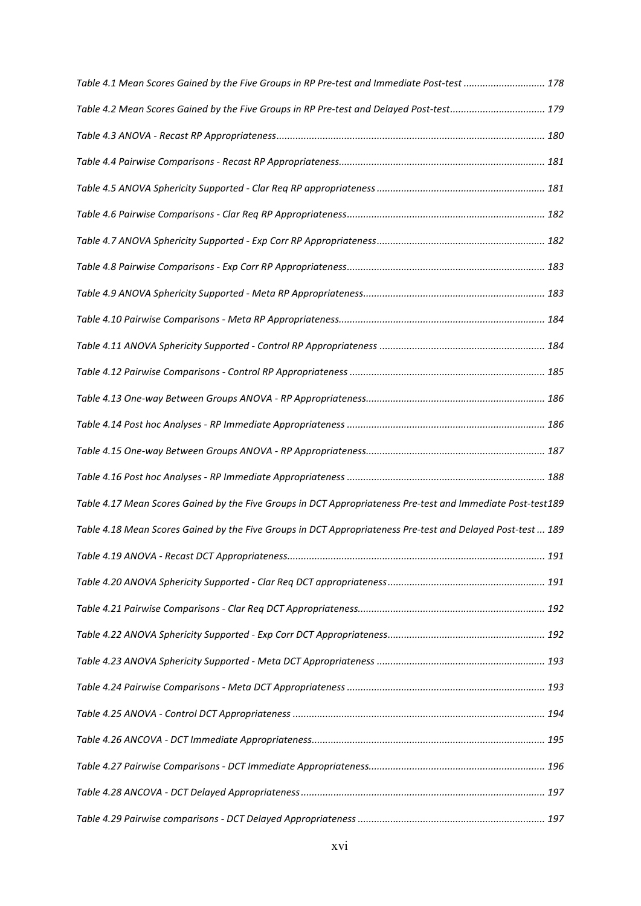*Table 4.1 Mean Scores Gained by the Five Groups in RP Pre-test and Immediate Post-test ............................. 178*

*Table 4.2 Mean Scores Gained by the Five Groups in RP Pre-test and Delayed Post-test.................................. 179*

*Table 4.3 ANOVA - Recast RP Appropriateness................................................................................................. 180*

*Table 4.4 Pairwise Comparisons - Recast RP Appropriateness.......................................................................... 181*

*Table 4.5 ANOVA Sphericity Supported - Clar Req RP appropriateness ............................................................ 181*

*Table 4.6 Pairwise Comparisons - Clar Req RP Appropriateness....................................................................... 182*

*Table 4.7 ANOVA Sphericity Supported - Exp Corr RP Appropriateness............................................................ 182*

*Table 4.8 Pairwise Comparisons - Exp Corr RP Appropriateness....................................................................... 183*

*Table 4.9 ANOVA Sphericity Supported - Meta RP Appropriateness................................................................. 183*

*Table 4.10 Pairwise Comparisons - Meta RP Appropriateness.......................................................................... 184*

*Table 4.11 ANOVA Sphericity Supported - Control RP Appropriateness ........................................................... 184*

*Table 4.12 Pairwise Comparisons - Control RP Appropriateness ...................................................................... 185*

*Table 4.13 One-way Between Groups ANOVA - RP Appropriateness................................................................ 186*

*Table 4.14 Post hoc Analyses - RP Immediate Appropriateness ....................................................................... 186*

*Table 4.15 One-way Between Groups ANOVA - RP Appropriateness................................................................ 187*

*Table 4.16 Post hoc Analyses - RP Immediate Appropriateness ....................................................................... 188*

*Table 4.17 Mean Scores Gained by the Five Groups in DCT Appropriateness Pre-test and Immediate Post-test189*

*Table 4.18 Mean Scores Gained by the Five Groups in DCT Appropriateness Pre-test and Delayed Post-test ... 189*

*Table 4.19 ANOVA - Recast DCT Appropriateness............................................................................................. 191*

*Table 4.20 ANOVA Sphericity Supported - Clar Req DCT appropriateness ........................................................ 191*

*Table 4.21 Pairwise Comparisons - Clar Req DCT Appropriateness................................................................... 192*

*Table 4.22 ANOVA Sphericity Supported - Exp Corr DCT Appropriateness........................................................ 192*

*Table 4.23 ANOVA Sphericity Supported - Meta DCT Appropriateness ............................................................ 193*

*Table 4.24 Pairwise Comparisons - Meta DCT Appropriateness ....................................................................... 193*

*Table 4.25 ANOVA - Control DCT Appropriateness ........................................................................................... 194*

*Table 4.26 ANCOVA - DCT Immediate Appropriateness.................................................................................... 195*

*Table 4.27 Pairwise Comparisons - DCT Immediate Appropriateness............................................................... 196*

*Table 4.28 ANCOVA - DCT Delayed Appropriateness........................................................................................ 197*

*Table 4.29 Pairwise comparisons - DCT Delayed Appropriateness ................................................................... 197*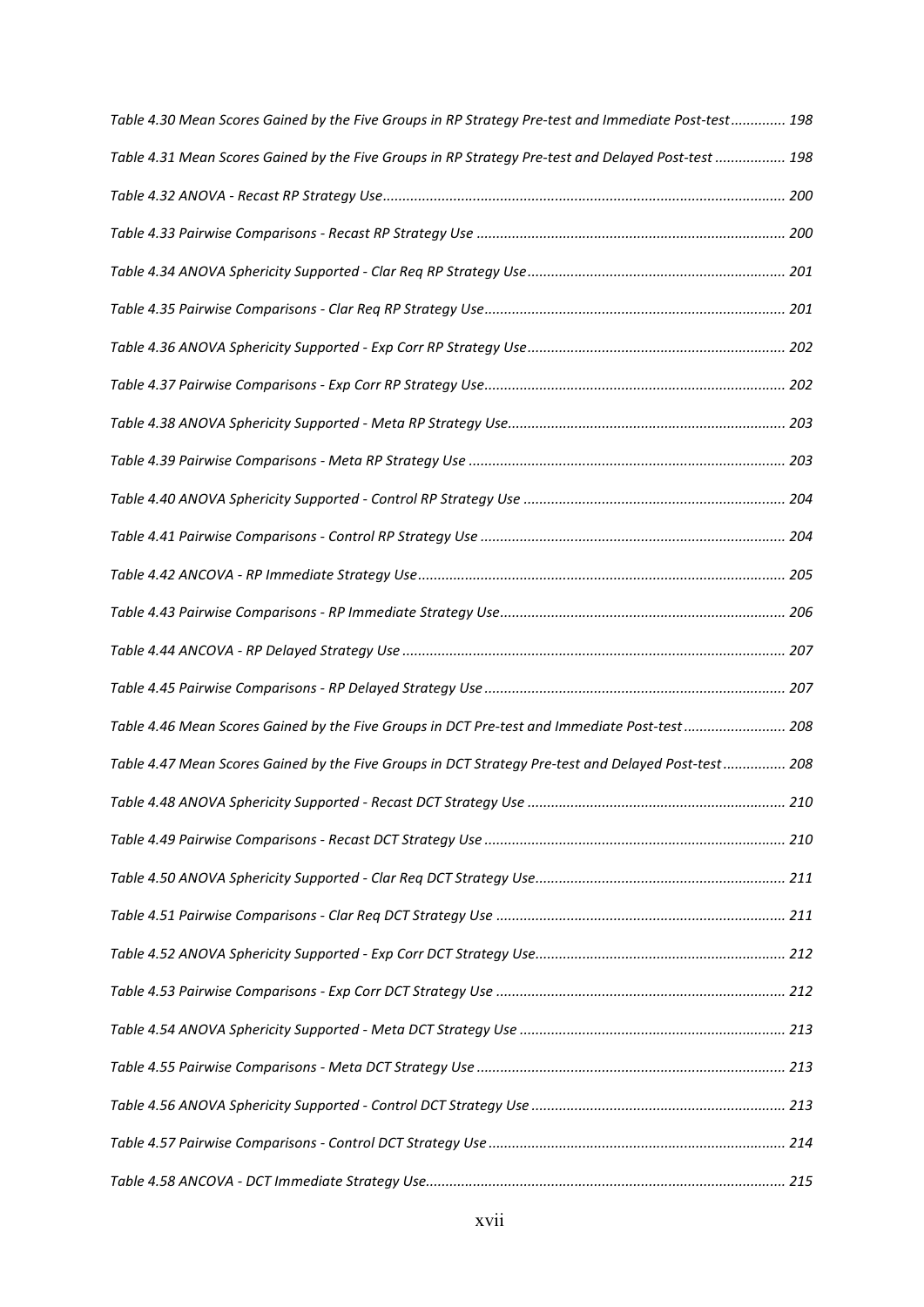*Table 4.30 Mean Scores Gained by the Five Groups in RP Strategy Pre-test and Immediate Post-test .............. 198*

*Table 4.31 Mean Scores Gained by the Five Groups in RP Strategy Pre-test and Delayed Post-test .................. 198*

*Table 4.32 ANOVA - Recast RP Strategy Use ...................................................................................................... 200*

*Table 4.33 Pairwise Comparisons - Recast RP Strategy Use .............................................................................. 200*

*Table 4.34 ANOVA Sphericity Supported - Clar Req RP Strategy Use ................................................................. 201*

*Table 4.35 Pairwise Comparisons - Clar Req RP Strategy Use ............................................................................ 201*

*Table 4.36 ANOVA Sphericity Supported - Exp Corr RP Strategy Use ................................................................. 202*

*Table 4.37 Pairwise Comparisons - Exp Corr RP Strategy Use ............................................................................ 202*

*Table 4.38 ANOVA Sphericity Supported - Meta RP Strategy Use ...................................................................... 203*

*Table 4.39 Pairwise Comparisons - Meta RP Strategy Use ................................................................................. 203*

*Table 4.40 ANOVA Sphericity Supported - Control RP Strategy Use .................................................................. 204*

*Table 4.41 Pairwise Comparisons - Control RP Strategy Use ............................................................................. 204*

*Table 4.42 ANCOVA - RP Immediate Strategy Use ............................................................................................. 205*

*Table 4.43 Pairwise Comparisons - RP Immediate Strategy Use ........................................................................ 206*

*Table 4.44 ANCOVA - RP Delayed Strategy Use ................................................................................................. 207*

*Table 4.45 Pairwise Comparisons - RP Delayed Strategy Use ............................................................................ 207*

*Table 4.46 Mean Scores Gained by the Five Groups in DCT Pre-test and Immediate Post-test .......................... 208*

*Table 4.47 Mean Scores Gained by the Five Groups in DCT Strategy Pre-test and Delayed Post-test ................ 208*

*Table 4.48 ANOVA Sphericity Supported - Recast DCT Strategy Use ................................................................. 210*

*Table 4.49 Pairwise Comparisons - Recast DCT Strategy Use ............................................................................ 210*

*Table 4.50 ANOVA Sphericity Supported - Clar Req DCT Strategy Use ............................................................... 211*

*Table 4.51 Pairwise Comparisons - Clar Req DCT Strategy Use ......................................................................... 211*

*Table 4.52 ANOVA Sphericity Supported - Exp Corr DCT Strategy Use ............................................................... 212*

*Table 4.53 Pairwise Comparisons - Exp Corr DCT Strategy Use ......................................................................... 212*

*Table 4.54 ANOVA Sphericity Supported - Meta DCT Strategy Use ................................................................... 213*

*Table 4.55 Pairwise Comparisons - Meta DCT Strategy Use .............................................................................. 213*

*Table 4.56 ANOVA Sphericity Supported - Control DCT Strategy Use ................................................................ 213*

*Table 4.57 Pairwise Comparisons - Control DCT Strategy Use ........................................................................... 214*

*Table 4.58 ANCOVA - DCT Immediate Strategy Use........................................................................................... 215*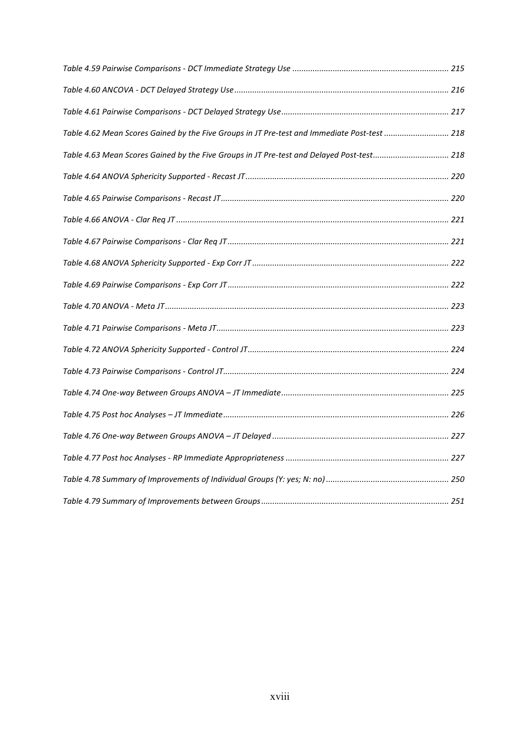*Table 4.59 Pairwise Comparisons - DCT Immediate Strategy Use ..................................................................... 215*

*Table 4.60 ANCOVA - DCT Delayed Strategy Use ............................................................................................. 216*

*Table 4.61 Pairwise Comparisons - DCT Delayed Strategy Use .......................................................................... 217*

*Table 4.62 Mean Scores Gained by the Five Groups in JT Pre-test and Immediate Post-test ............................ 218*

*Table 4.63 Mean Scores Gained by the Five Groups in JT Pre-test and Delayed Post-test................................. 218*

*Table 4.64 ANOVA Sphericity Supported - Recast JT ......................................................................................... 220*

*Table 4.65 Pairwise Comparisons - Recast JT .................................................................................................... 220*

*Table 4.66 ANOVA - Clar Req JT ........................................................................................................................ 221*

*Table 4.67 Pairwise Comparisons - Clar Req JT ................................................................................................. 221*

*Table 4.68 ANOVA Sphericity Supported - Exp Corr JT ...................................................................................... 222*

*Table 4.69 Pairwise Comparisons - Exp Corr JT ................................................................................................. 222*

*Table 4.70 ANOVA - Meta JT ............................................................................................................................. 223*

*Table 4.71 Pairwise Comparisons - Meta JT ....................................................................................................... 223*

*Table 4.72 ANOVA Sphericity Supported - Control JT ........................................................................................ 224*

*Table 4.73 Pairwise Comparisons - Control JT ................................................................................................... 224*

*Table 4.74 One-way Between Groups ANOVA – JT Immediate .......................................................................... 225*

*Table 4.75 Post hoc Analyses – JT Immediate ................................................................................................... 226*

*Table 4.76 One-way Between Groups ANOVA – JT Delayed .............................................................................. 227*

*Table 4.77 Post hoc Analyses - RP Immediate Appropriateness ........................................................................ 227*

*Table 4.78 Summary of Improvements of Individual Groups (Y: yes; N: no) ...................................................... 250*

*Table 4.79 Summary of Improvements between Groups .................................................................................. 251*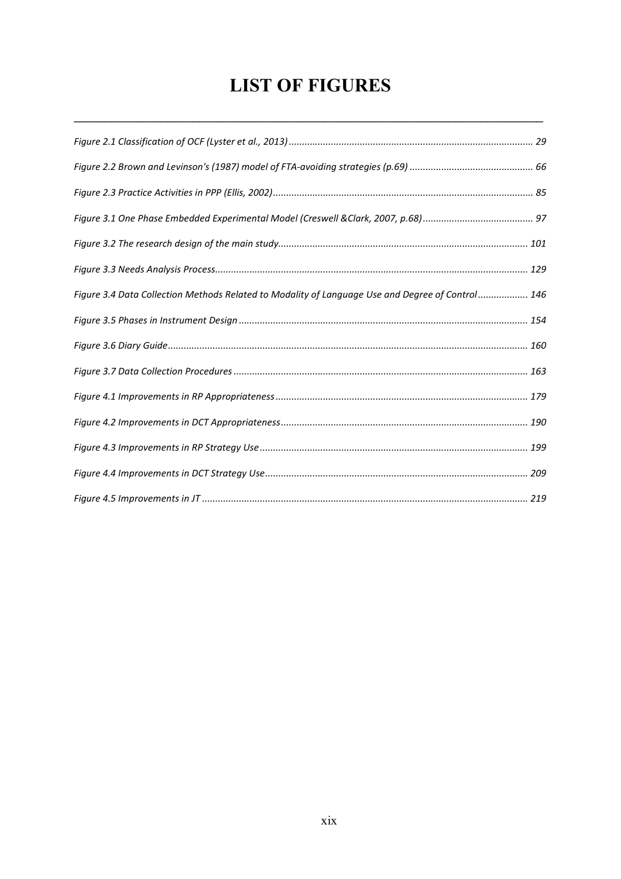# LIST OF FIGURES

*Figure 2.1 Classification of OCF (Lyster et al., 2013)* ........ 29

*Figure 2.2 Brown and Levinson's (1987) model of FTA-avoiding strategies (p.69)* ........ 66

*Figure 2.3 Practice Activities in PPP (Ellis, 2002)* ........ 85

*Figure 3.1 One Phase Embedded Experimental Model (Creswell &Clark, 2007, p.68)* ........ 97

*Figure 3.2 The research design of the main study* ........ 101

*Figure 3.3 Needs Analysis Process* ........ 129

*Figure 3.4 Data Collection Methods Related to Modality of Language Use and Degree of Control* ........ 146

*Figure 3.5 Phases in Instrument Design* ........ 154

*Figure 3.6 Diary Guide* ........ 160

*Figure 3.7 Data Collection Procedures* ........ 163

*Figure 4.1 Improvements in RP Appropriateness* ........ 179

*Figure 4.2 Improvements in DCT Appropriateness* ........ 190

*Figure 4.3 Improvements in RP Strategy Use* ........ 199

*Figure 4.4 Improvements in DCT Strategy Use* ........ 209

*Figure 4.5 Improvements in JT* ........ 219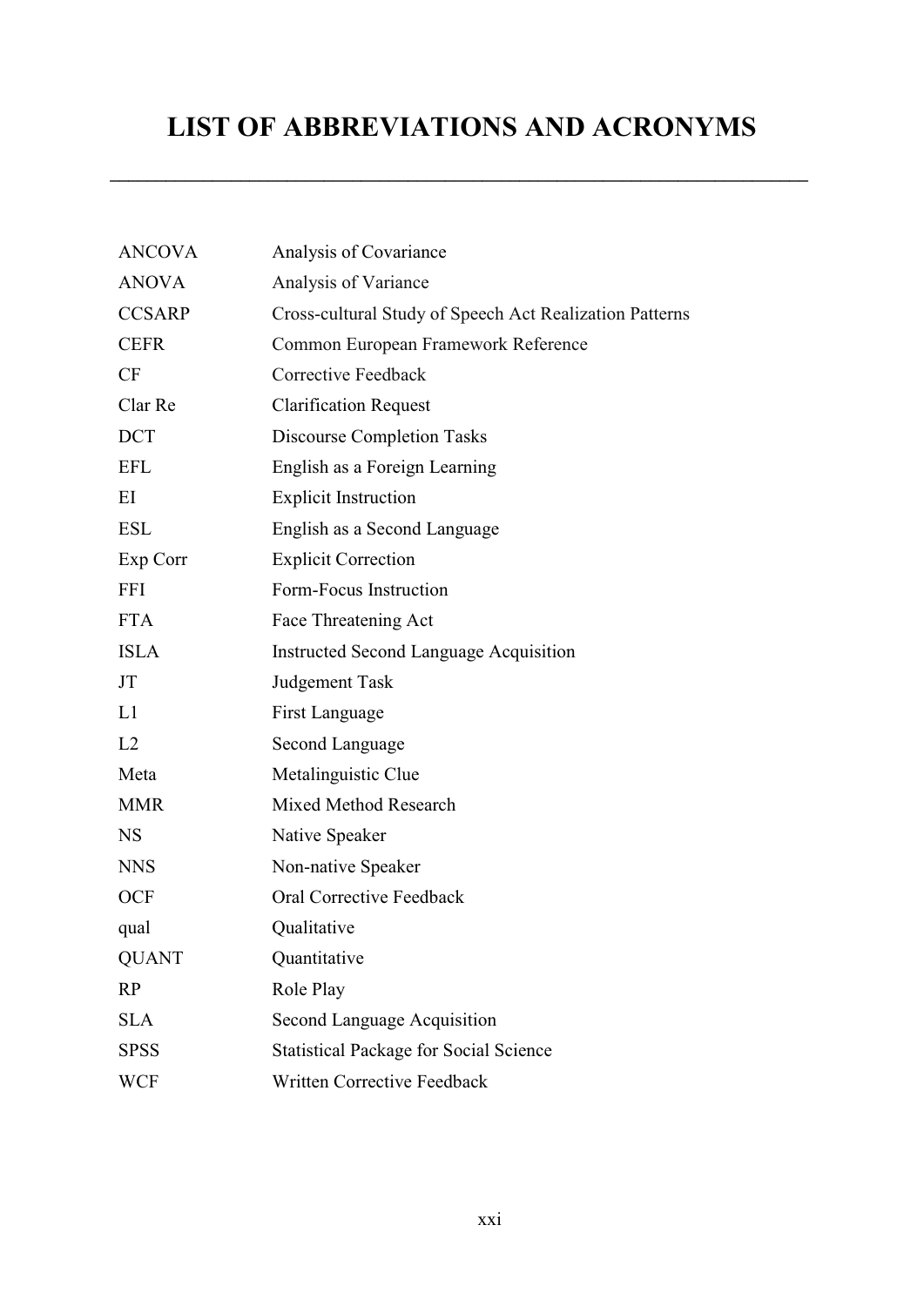# LIST OF ABBREVIATIONS AND ACRONYMS

| | |
|---|---|
| ANCOVA | Analysis of Covariance |
| ANOVA | Analysis of Variance |
| CCSARP | Cross-cultural Study of Speech Act Realization Patterns |
| CEFR | Common European Framework Reference |
| CF | Corrective Feedback |
| Clar Re | Clarification Request |
| DCT | Discourse Completion Tasks |
| EFL | English as a Foreign Learning |
| EI | Explicit Instruction |
| ESL | English as a Second Language |
| Exp Corr | Explicit Correction |
| FFI | Form-Focus Instruction |
| FTA | Face Threatening Act |
| ISLA | Instructed Second Language Acquisition |
| JT | Judgement Task |
| L1 | First Language |
| L2 | Second Language |
| Meta | Metalinguistic Clue |
| MMR | Mixed Method Research |
| NS | Native Speaker |
| NNS | Non-native Speaker |
| OCF | Oral Corrective Feedback |
| qual | Qualitative |
| QUANT | Quantitative |
| RP | Role Play |
| SLA | Second Language Acquisition |
| SPSS | Statistical Package for Social Science |
| WCF | Written Corrective Feedback |